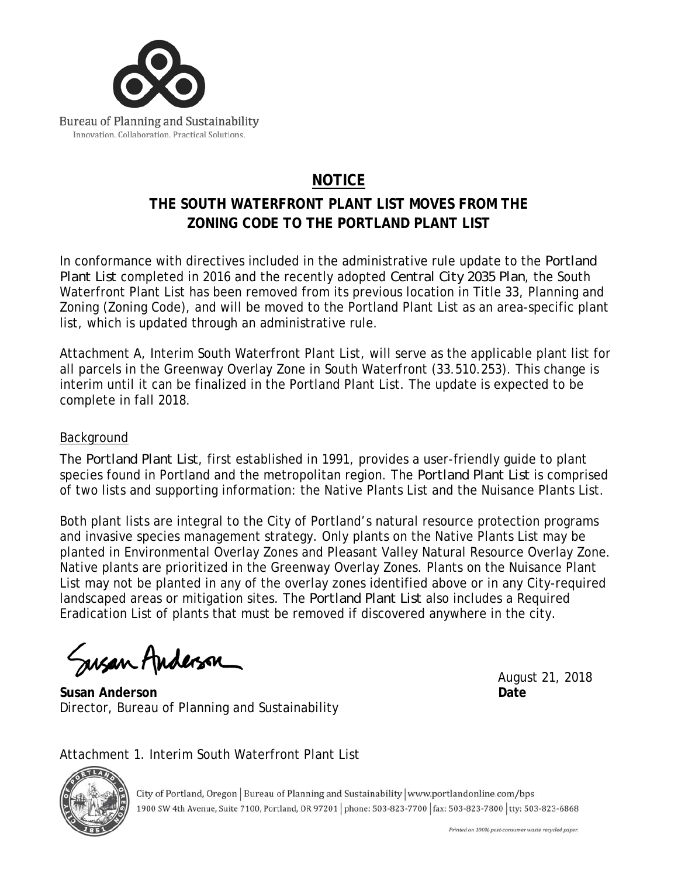Bureau of Planning and Sustainability
Innovation. Collaboration. Practical Solutions.

# NOTICE

## THE SOUTH WATERFRONT PLANT LIST MOVES FROM THE ZONING CODE TO THE PORTLAND PLANT LIST

In conformance with directives included in the administrative rule update to the *Portland Plant List* completed in 2016 and the recently adopted *Central City 2035 Plan*, the South Waterfront Plant List has been removed from its previous location in Title 33, Planning and Zoning (Zoning Code), and will be moved to the Portland Plant List as an area-specific plant list, which is updated through an administrative rule.

Attachment A, Interim South Waterfront Plant List, will serve as the applicable plant list for all parcels in the Greenway Overlay Zone in South Waterfront (33.510.253). This change is interim until it can be finalized in the Portland Plant List. The update is expected to be complete in fall 2018.

### Background

The *Portland Plant List*, first established in 1991, provides a user-friendly guide to plant species found in Portland and the metropolitan region. The *Portland Plant List* is comprised of two lists and supporting information: the Native Plants List and the Nuisance Plants List.

Both plant lists are integral to the City of Portland's natural resource protection programs and invasive species management strategy. Only plants on the Native Plants List may be planted in Environmental Overlay Zones and Pleasant Valley Natural Resource Overlay Zone. Native plants are prioritized in the Greenway Overlay Zones. Plants on the Nuisance Plant List may not be planted in any of the overlay zones identified above or in any City-required landscaped areas or mitigation sites. The *Portland Plant List* also includes a Required Eradication List of plants that must be removed if discovered anywhere in the city.

Susan Anderson

**Susan Anderson**
Director, Bureau of Planning and Sustainability

August 21, 2018
**Date**

Attachment 1. Interim South Waterfront Plant List

City of Portland, Oregon | Bureau of Planning and Sustainability | www.portlandonline.com/bps
1900 SW 4th Avenue, Suite 7100, Portland, OR 97201 | phone: 503-823-7700 | fax: 503-823-7800 | tty: 503-823-6868

Printed on 100% post-consumer waste recycled paper.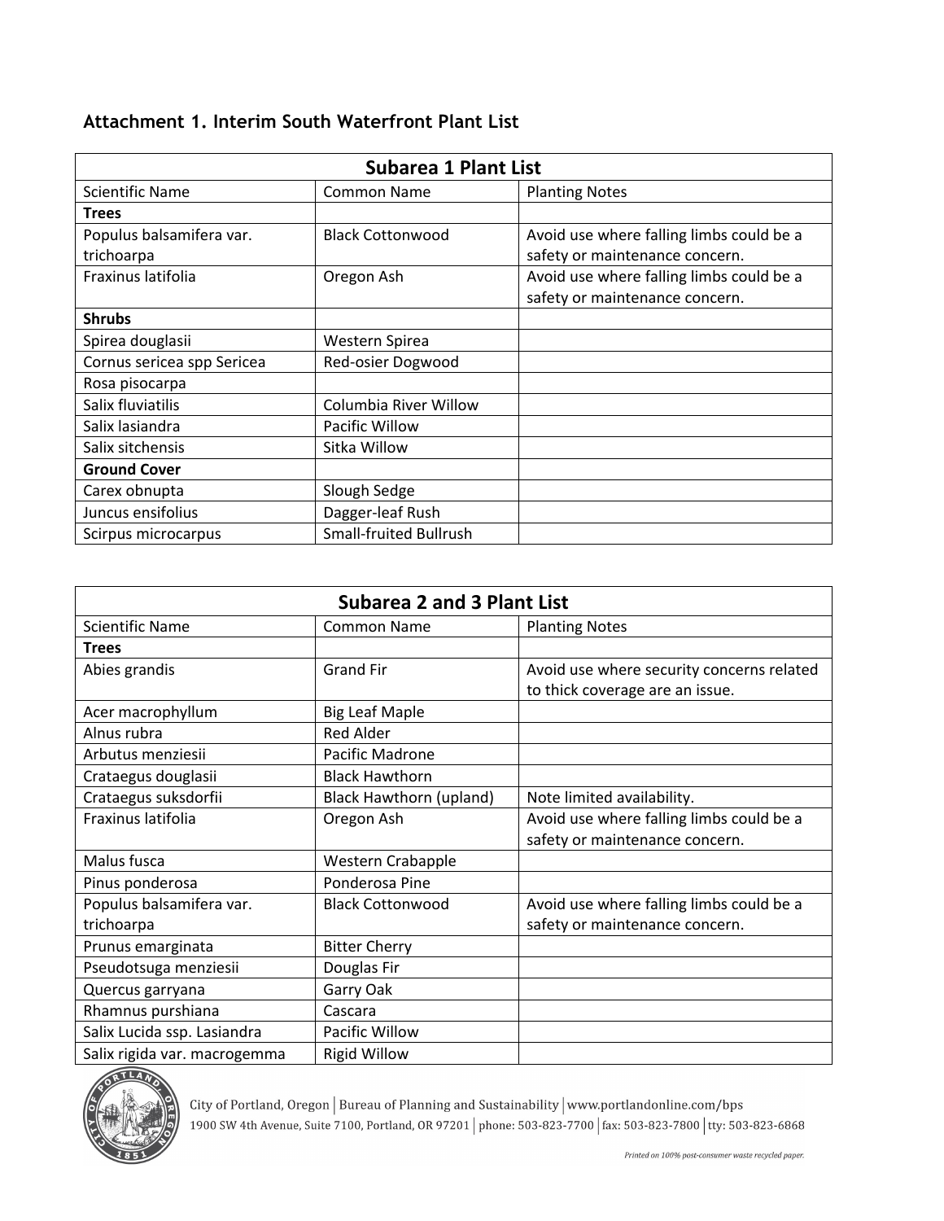### Attachment 1. Interim South Waterfront Plant List

| Subarea 1 Plant List | | |
|---|---|---|
| Scientific Name | Common Name | Planting Notes |
| **Trees** | | |
| Populus balsamifera var. trichoarpa | Black Cottonwood | Avoid use where falling limbs could be a safety or maintenance concern. |
| Fraxinus latifolia | Oregon Ash | Avoid use where falling limbs could be a safety or maintenance concern. |
| **Shrubs** | | |
| Spirea douglasii | Western Spirea | |
| Cornus sericea spp Sericea | Red-osier Dogwood | |
| Rosa pisocarpa | | |
| Salix fluviatilis | Columbia River Willow | |
| Salix lasiandra | Pacific Willow | |
| Salix sitchensis | Sitka Willow | |
| **Ground Cover** | | |
| Carex obnupta | Slough Sedge | |
| Juncus ensifolius | Dagger-leaf Rush | |
| Scirpus microcarpus | Small-fruited Bullrush | |

| Subarea 2 and 3 Plant List | | |
|---|---|---|
| Scientific Name | Common Name | Planting Notes |
| **Trees** | | |
| Abies grandis | Grand Fir | Avoid use where security concerns related to thick coverage are an issue. |
| Acer macrophyllum | Big Leaf Maple | |
| Alnus rubra | Red Alder | |
| Arbutus menziesii | Pacific Madrone | |
| Crataegus douglasii | Black Hawthorn | |
| Crataegus suksdorfii | Black Hawthorn (upland) | Note limited availability. |
| Fraxinus latifolia | Oregon Ash | Avoid use where falling limbs could be a safety or maintenance concern. |
| Malus fusca | Western Crabapple | |
| Pinus ponderosa | Ponderosa Pine | |
| Populus balsamifera var. trichoarpa | Black Cottonwood | Avoid use where falling limbs could be a safety or maintenance concern. |
| Prunus emarginata | Bitter Cherry | |
| Pseudotsuga menziesii | Douglas Fir | |
| Quercus garryana | Garry Oak | |
| Rhamnus purshiana | Cascara | |
| Salix Lucida ssp. Lasiandra | Pacific Willow | |
| Salix rigida var. macrogemma | Rigid Willow | |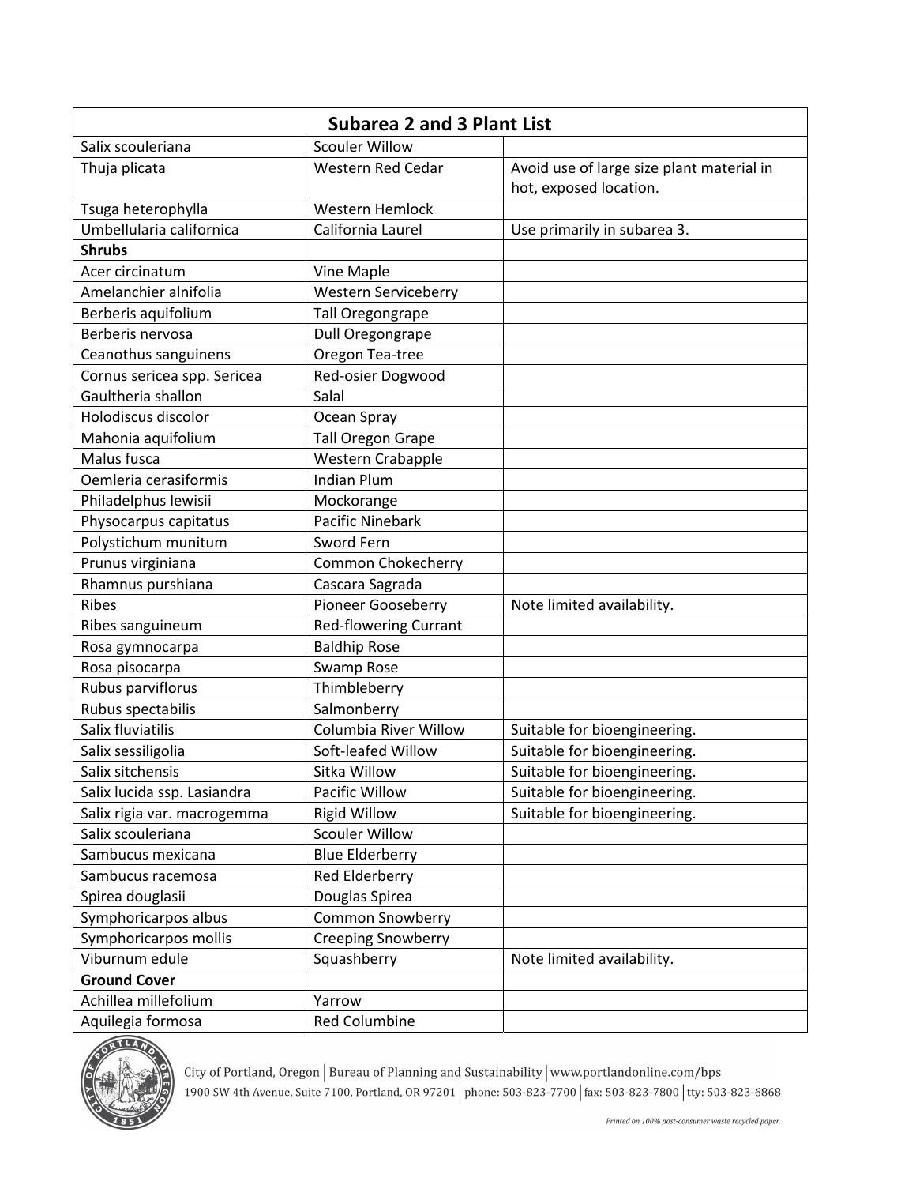| Subarea 2 and 3 Plant List | | |
|---|---|---|
| Salix scouleriana | Scouler Willow | |
| Thuja plicata | Western Red Cedar | Avoid use of large size plant material in hot, exposed location. |
| Tsuga heterophylla | Western Hemlock | |
| Umbellularia californica | California Laurel | Use primarily in subarea 3. |
| **Shrubs** | | |
| Acer circinatum | Vine Maple | |
| Amelanchier alnifolia | Western Serviceberry | |
| Berberis aquifolium | Tall Oregongrape | |
| Berberis nervosa | Dull Oregongrape | |
| Ceanothus sanguinens | Oregon Tea-tree | |
| Cornus sericea spp. Sericea | Red-osier Dogwood | |
| Gaultheria shallon | Salal | |
| Holodiscus discolor | Ocean Spray | |
| Mahonia aquifolium | Tall Oregon Grape | |
| Malus fusca | Western Crabapple | |
| Oemleria cerasiformis | Indian Plum | |
| Philadelphus lewisii | Mockorange | |
| Physocarpus capitatus | Pacific Ninebark | |
| Polystichum munitum | Sword Fern | |
| Prunus virginiana | Common Chokecherry | |
| Rhamnus purshiana | Cascara Sagrada | |
| Ribes | Pioneer Gooseberry | Note limited availability. |
| Ribes sanguineum | Red-flowering Currant | |
| Rosa gymnocarpa | Baldhip Rose | |
| Rosa pisocarpa | Swamp Rose | |
| Rubus parviflorus | Thimbleberry | |
| Rubus spectabilis | Salmonberry | |
| Salix fluviatilis | Columbia River Willow | Suitable for bioengineering. |
| Salix sessiligolia | Soft-leafed Willow | Suitable for bioengineering. |
| Salix sitchensis | Sitka Willow | Suitable for bioengineering. |
| Salix lucida ssp. Lasiandra | Pacific Willow | Suitable for bioengineering. |
| Salix rigia var. macrogemma | Rigid Willow | Suitable for bioengineering. |
| Salix scouleriana | Scouler Willow | |
| Sambucus mexicana | Blue Elderberry | |
| Sambucus racemosa | Red Elderberry | |
| Spirea douglasii | Douglas Spirea | |
| Symphoricarpos albus | Common Snowberry | |
| Symphoricarpos mollis | Creeping Snowberry | |
| Viburnum edule | Squashberry | Note limited availability. |
| **Ground Cover** | | |
| Achillea millefolium | Yarrow | |
| Aquilegia formosa | Red Columbine | |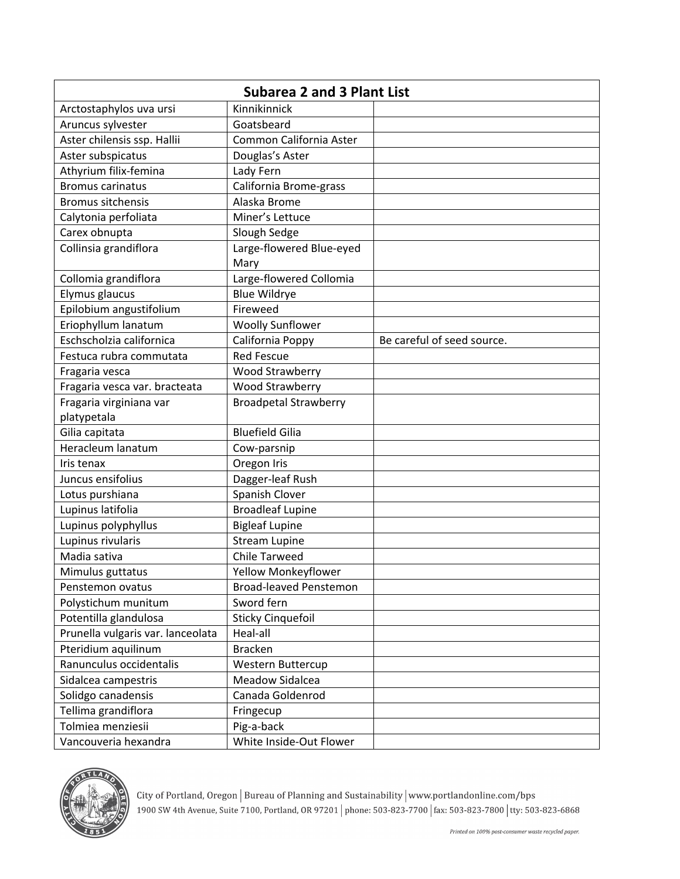| Subarea 2 and 3 Plant List | | |
|---|---|---|
| Arctostaphylos uva ursi | Kinnikinnick | |
| Aruncus sylvester | Goatsbeard | |
| Aster chilensis ssp. Hallii | Common California Aster | |
| Aster subspicatus | Douglas's Aster | |
| Athyrium filix-femina | Lady Fern | |
| Bromus carinatus | California Brome-grass | |
| Bromus sitchensis | Alaska Brome | |
| Calytonia perfoliata | Miner's Lettuce | |
| Carex obnupta | Slough Sedge | |
| Collinsia grandiflora | Large-flowered Blue-eyed Mary | |
| Collomia grandiflora | Large-flowered Collomia | |
| Elymus glaucus | Blue Wildrye | |
| Epilobium angustifolium | Fireweed | |
| Eriophyllum lanatum | Woolly Sunflower | |
| Eschscholzia californica | California Poppy | Be careful of seed source. |
| Festuca rubra commutata | Red Fescue | |
| Fragaria vesca | Wood Strawberry | |
| Fragaria vesca var. bracteata | Wood Strawberry | |
| Fragaria virginiana var platypetala | Broadpetal Strawberry | |
| Gilia capitata | Bluefield Gilia | |
| Heracleum lanatum | Cow-parsnip | |
| Iris tenax | Oregon Iris | |
| Juncus ensifolius | Dagger-leaf Rush | |
| Lotus purshiana | Spanish Clover | |
| Lupinus latifolia | Broadleaf Lupine | |
| Lupinus polyphyllus | Bigleaf Lupine | |
| Lupinus rivularis | Stream Lupine | |
| Madia sativa | Chile Tarweed | |
| Mimulus guttatus | Yellow Monkeyflower | |
| Penstemon ovatus | Broad-leaved Penstemon | |
| Polystichum munitum | Sword fern | |
| Potentilla glandulosa | Sticky Cinquefoil | |
| Prunella vulgaris var. lanceolata | Heal-all | |
| Pteridium aquilinum | Bracken | |
| Ranunculus occidentalis | Western Buttercup | |
| Sidalcea campestris | Meadow Sidalcea | |
| Solidgo canadensis | Canada Goldenrod | |
| Tellima grandiflora | Fringecup | |
| Tolmiea menziesii | Pig-a-back | |
| Vancouveria hexandra | White Inside-Out Flower | |

City of Portland, Oregon | Bureau of Planning and Sustainability | www.portlandonline.com/bps
1900 SW 4th Avenue, Suite 7100, Portland, OR 97201 | phone: 503-823-7700 | fax: 503-823-7800 | tty: 503-823-6868

*Printed on 100% post-consumer waste recycled paper.*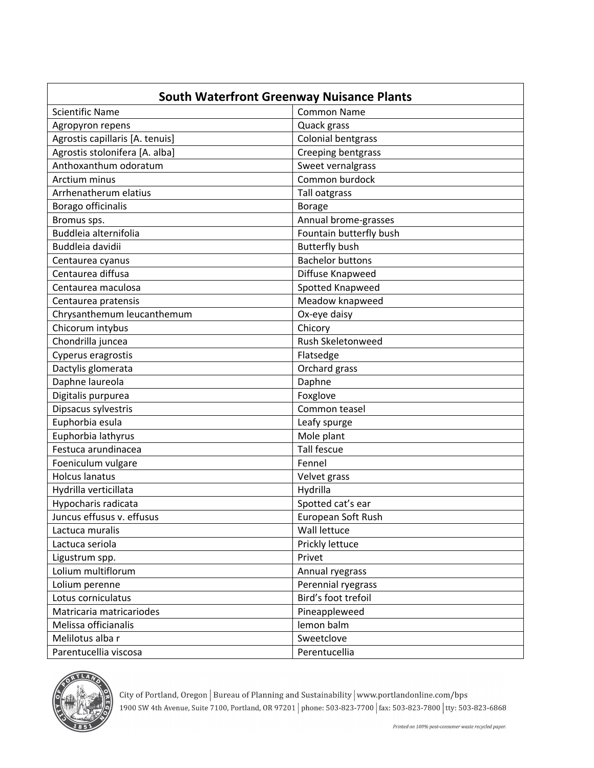| South Waterfront Greenway Nuisance Plants | |
|---|---|
| Scientific Name | Common Name |
| Agropyron repens | Quack grass |
| Agrostis capillaris [A. tenuis] | Colonial bentgrass |
| Agrostis stolonifera [A. alba] | Creeping bentgrass |
| Anthoxanthum odoratum | Sweet vernalgrass |
| Arctium minus | Common burdock |
| Arrhenatherum elatius | Tall oatgrass |
| Borago officinalis | Borage |
| Bromus sps. | Annual brome-grasses |
| Buddleia alternifolia | Fountain butterfly bush |
| Buddleia davidii | Butterfly bush |
| Centaurea cyanus | Bachelor buttons |
| Centaurea diffusa | Diffuse Knapweed |
| Centaurea maculosa | Spotted Knapweed |
| Centaurea pratensis | Meadow knapweed |
| Chrysanthemum leucanthemum | Ox-eye daisy |
| Chicorum intybus | Chicory |
| Chondrilla juncea | Rush Skeletonweed |
| Cyperus eragrostis | Flatsedge |
| Dactylis glomerata | Orchard grass |
| Daphne laureola | Daphne |
| Digitalis purpurea | Foxglove |
| Dipsacus sylvestris | Common teasel |
| Euphorbia esula | Leafy spurge |
| Euphorbia lathyrus | Mole plant |
| Festuca arundinacea | Tall fescue |
| Foeniculum vulgare | Fennel |
| Holcus lanatus | Velvet grass |
| Hydrilla verticillata | Hydrilla |
| Hypocharis radicata | Spotted cat's ear |
| Juncus effusus v. effusus | European Soft Rush |
| Lactuca muralis | Wall lettuce |
| Lactuca seriola | Prickly lettuce |
| Ligustrum spp. | Privet |
| Lolium multiflorum | Annual ryegrass |
| Lolium perenne | Perennial ryegrass |
| Lotus corniculatus | Bird's foot trefoil |
| Matricaria matricariodes | Pineappleweed |
| Melissa officianalis | lemon balm |
| Melilotus alba r | Sweetclove |
| Parentucellia viscosa | Perentucellia |

City of Portland, Oregon | Bureau of Planning and Sustainability | www.portlandonline.com/bps
1900 SW 4th Avenue, Suite 7100, Portland, OR 97201 | phone: 503-823-7700 | fax: 503-823-7800 | tty: 503-823-6868

Printed on 100% post-consumer waste recycled paper.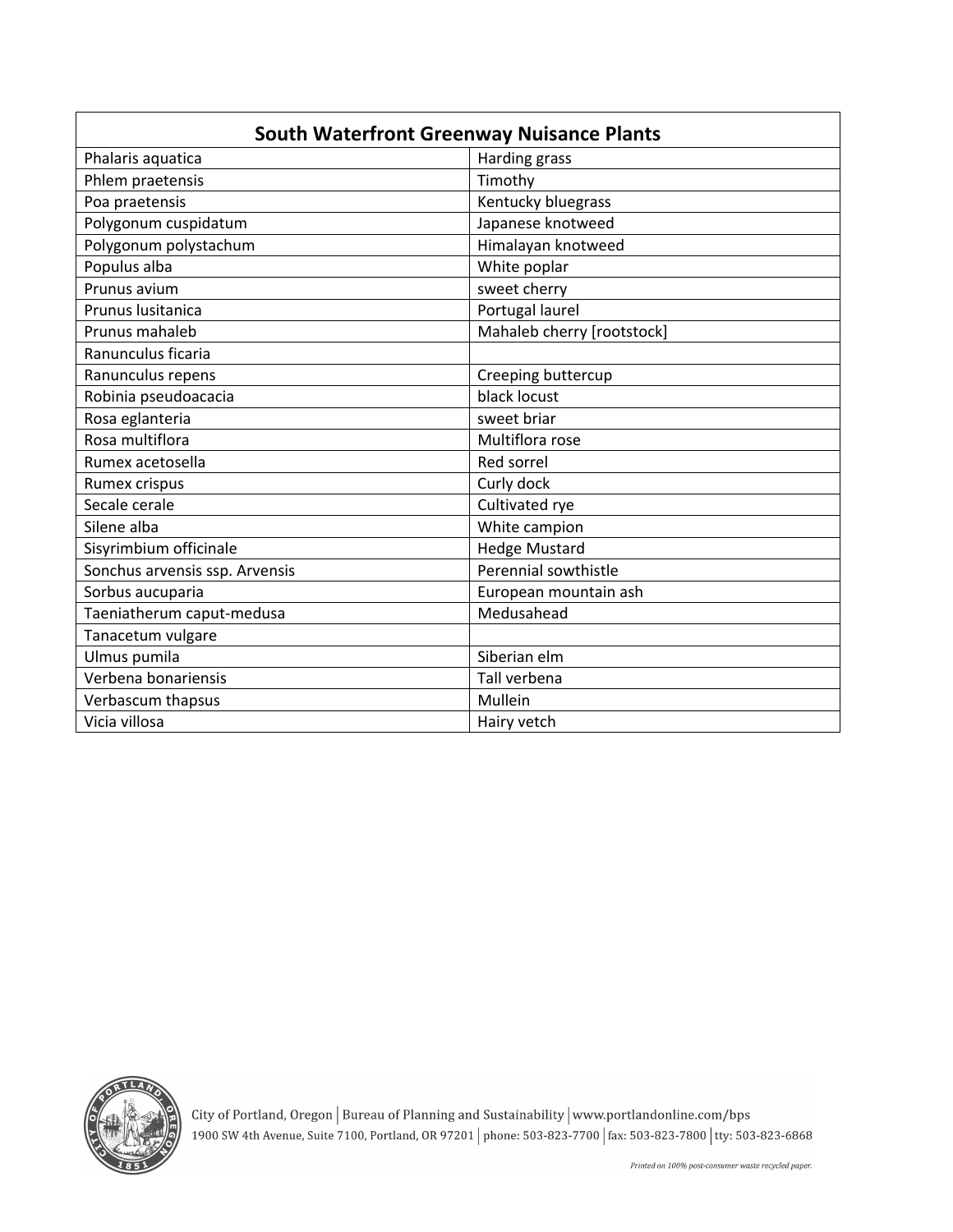| South Waterfront Greenway Nuisance Plants | |
|---|---|
| Phalaris aquatica | Harding grass |
| Phlem praetensis | Timothy |
| Poa praetensis | Kentucky bluegrass |
| Polygonum cuspidatum | Japanese knotweed |
| Polygonum polystachum | Himalayan knotweed |
| Populus alba | White poplar |
| Prunus avium | sweet cherry |
| Prunus lusitanica | Portugal laurel |
| Prunus mahaleb | Mahaleb cherry [rootstock] |
| Ranunculus ficaria | |
| Ranunculus repens | Creeping buttercup |
| Robinia pseudoacacia | black locust |
| Rosa eglanteria | sweet briar |
| Rosa multiflora | Multiflora rose |
| Rumex acetosella | Red sorrel |
| Rumex crispus | Curly dock |
| Secale cerale | Cultivated rye |
| Silene alba | White campion |
| Sisyrimbium officinale | Hedge Mustard |
| Sonchus arvensis ssp. Arvensis | Perennial sowthistle |
| Sorbus aucuparia | European mountain ash |
| Taeniatherum caput-medusa | Medusahead |
| Tanacetum vulgare | |
| Ulmus pumila | Siberian elm |
| Verbena bonariensis | Tall verbena |
| Verbascum thapsus | Mullein |
| Vicia villosa | Hairy vetch |